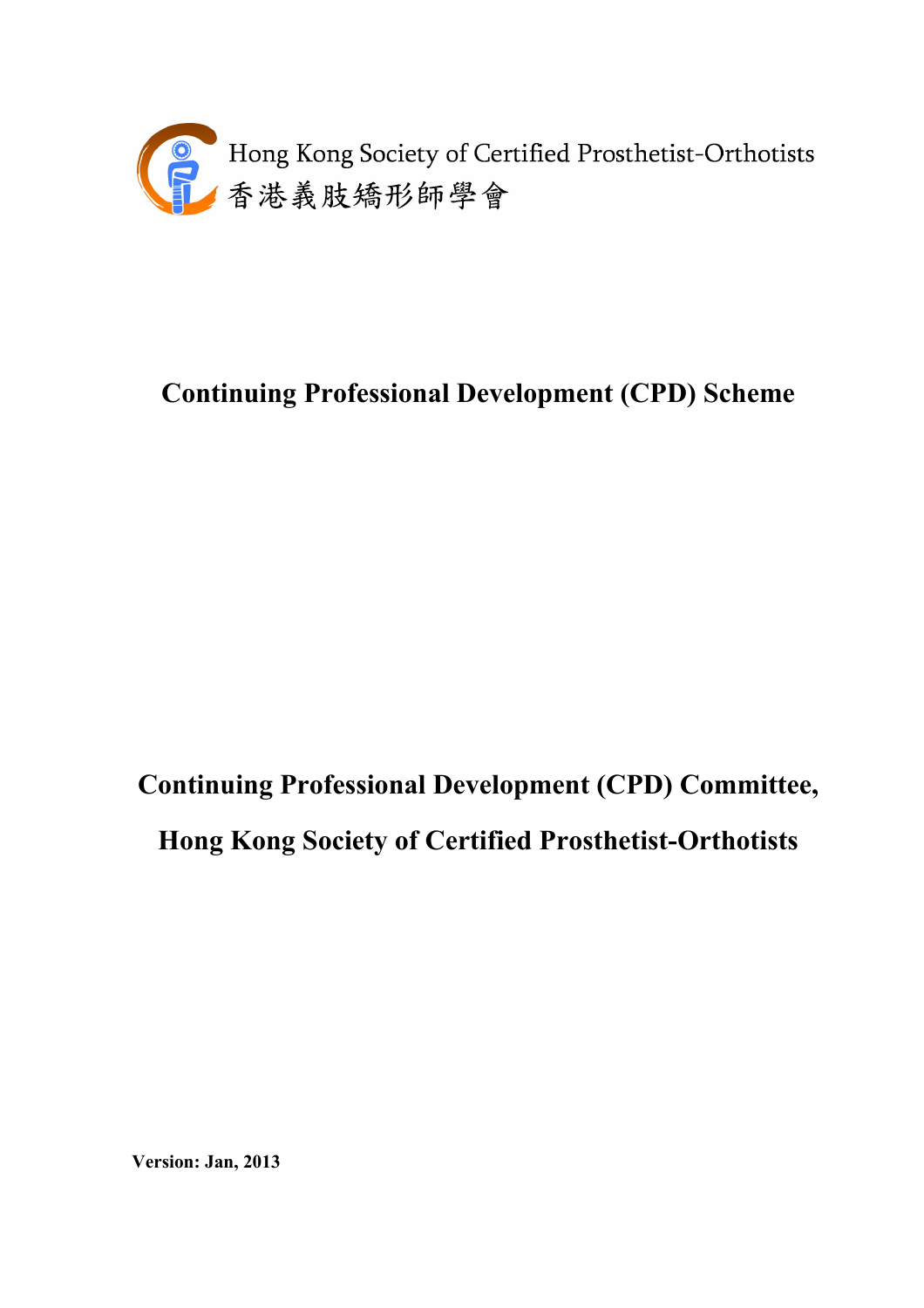Hong Kong Society of Certified Prosthetist-Orthotists
香港義肢矯形師學會

# Continuing Professional Development (CPD) Scheme

**Continuing Professional Development (CPD) Committee,**

**Hong Kong Society of Certified Prosthetist-Orthotists**

**Version: Jan, 2013**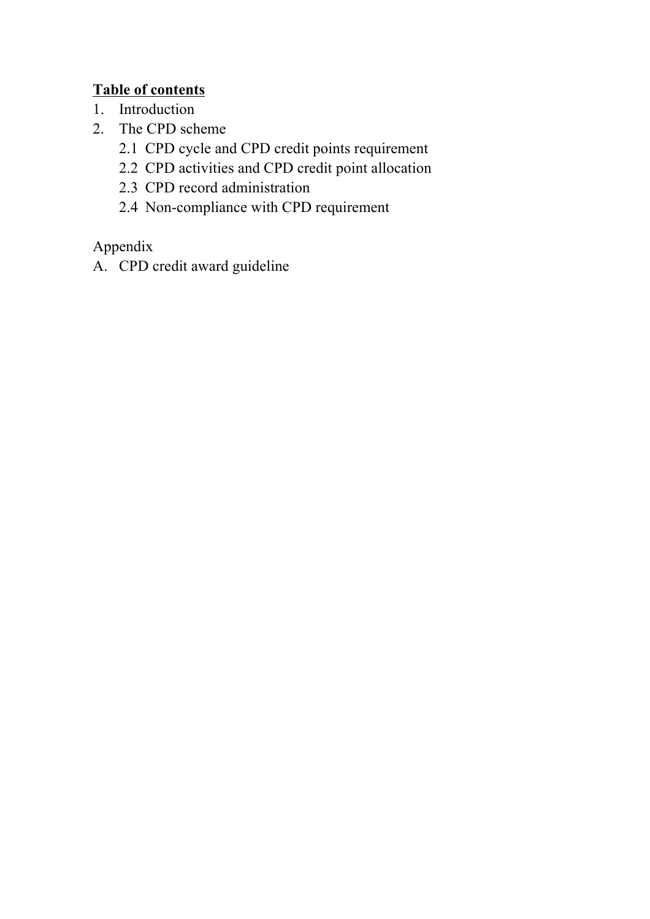**<u>Table of contents</u>**

1. Introduction
2. The CPD scheme
    - 2.1 CPD cycle and CPD credit points requirement
    - 2.2 CPD activities and CPD credit point allocation
    - 2.3 CPD record administration
    - 2.4 Non-compliance with CPD requirement

Appendix

A. CPD credit award guideline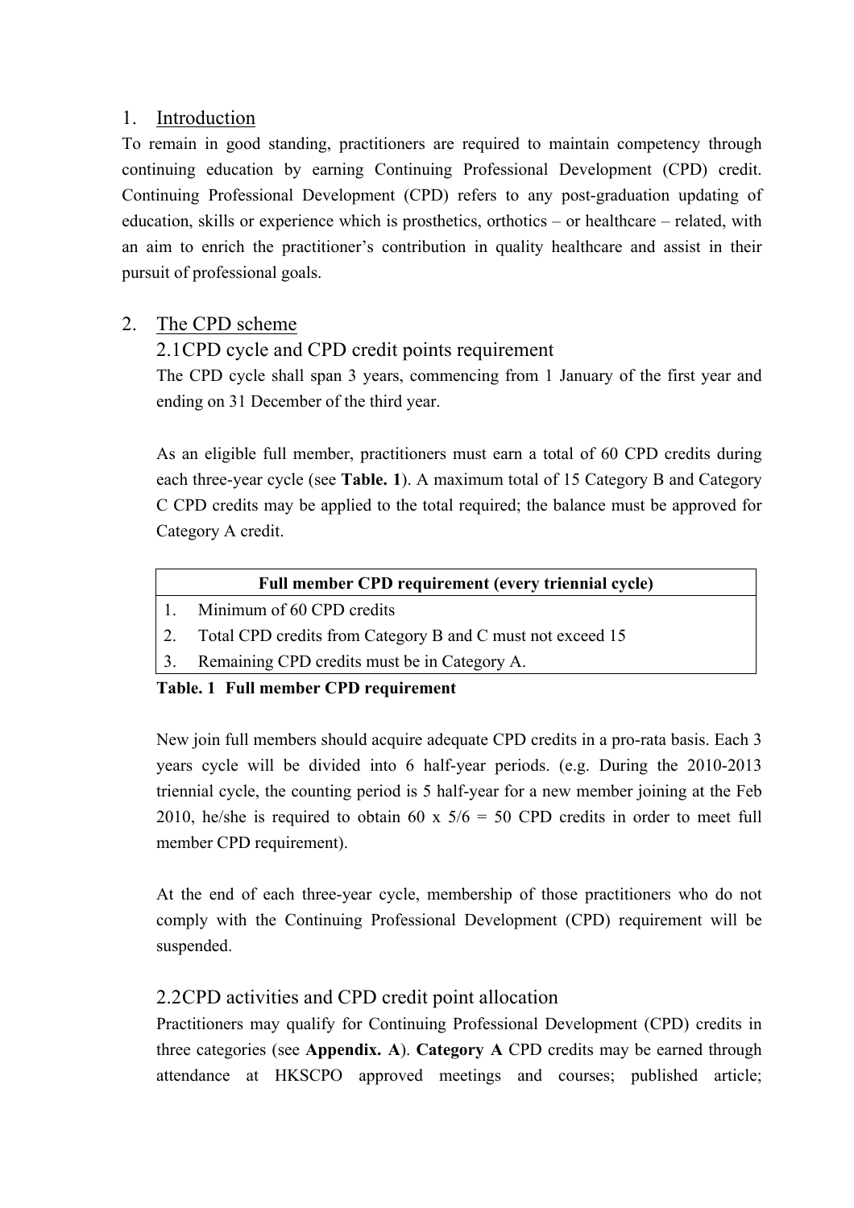## 1. Introduction

To remain in good standing, practitioners are required to maintain competency through continuing education by earning Continuing Professional Development (CPD) credit. Continuing Professional Development (CPD) refers to any post-graduation updating of education, skills or experience which is prosthetics, orthotics – or healthcare – related, with an aim to enrich the practitioner's contribution in quality healthcare and assist in their pursuit of professional goals.

## 2. The CPD scheme

### 2.1CPD cycle and CPD credit points requirement

The CPD cycle shall span 3 years, commencing from 1 January of the first year and ending on 31 December of the third year.

As an eligible full member, practitioners must earn a total of 60 CPD credits during each three-year cycle (see **Table. 1**). A maximum total of 15 Category B and Category C CPD credits may be applied to the total required; the balance must be approved for Category A credit.

| Full member CPD requirement (every triennial cycle) |
|---|
| 1. Minimum of 60 CPD credits |
| 2. Total CPD credits from Category B and C must not exceed 15 |
| 3. Remaining CPD credits must be in Category A. |

**Table. 1 Full member CPD requirement**

New join full members should acquire adequate CPD credits in a pro-rata basis. Each 3 years cycle will be divided into 6 half-year periods. (e.g. During the 2010-2013 triennial cycle, the counting period is 5 half-year for a new member joining at the Feb 2010, he/she is required to obtain $60 \times 5/6 = 50$ CPD credits in order to meet full member CPD requirement).

At the end of each three-year cycle, membership of those practitioners who do not comply with the Continuing Professional Development (CPD) requirement will be suspended.

### 2.2CPD activities and CPD credit point allocation

Practitioners may qualify for Continuing Professional Development (CPD) credits in three categories (see **Appendix. A**). **Category A** CPD credits may be earned through attendance at HKSCPO approved meetings and courses; published article;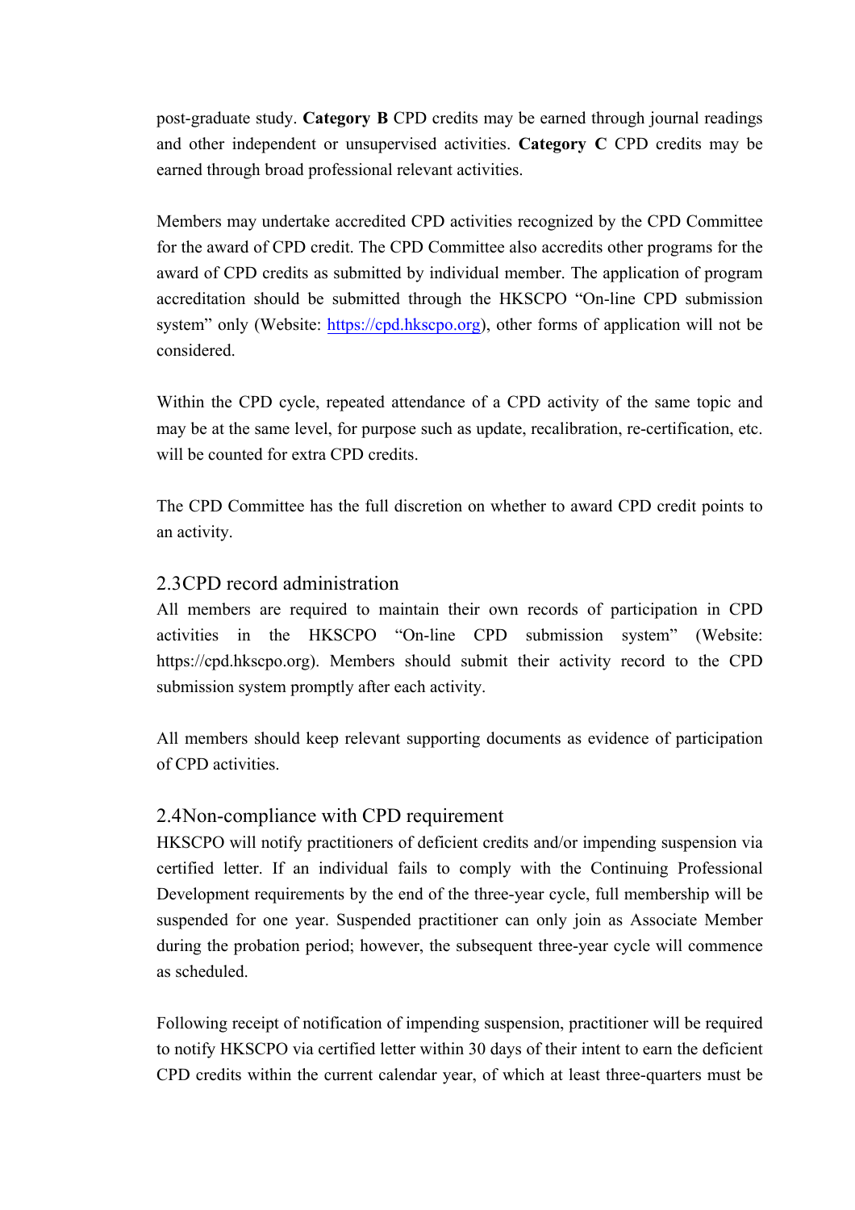post-graduate study. **Category B** CPD credits may be earned through journal readings and other independent or unsupervised activities. **Category C** CPD credits may be earned through broad professional relevant activities.

Members may undertake accredited CPD activities recognized by the CPD Committee for the award of CPD credit. The CPD Committee also accredits other programs for the award of CPD credits as submitted by individual member. The application of program accreditation should be submitted through the HKSCPO "On-line CPD submission system" only (Website: https://cpd.hkscpo.org), other forms of application will not be considered.

Within the CPD cycle, repeated attendance of a CPD activity of the same topic and may be at the same level, for purpose such as update, recalibration, re-certification, etc. will be counted for extra CPD credits.

The CPD Committee has the full discretion on whether to award CPD credit points to an activity.

## 2.3CPD record administration

All members are required to maintain their own records of participation in CPD activities in the HKSCPO "On-line CPD submission system" (Website: https://cpd.hkscpo.org). Members should submit their activity record to the CPD submission system promptly after each activity.

All members should keep relevant supporting documents as evidence of participation of CPD activities.

## 2.4Non-compliance with CPD requirement

HKSCPO will notify practitioners of deficient credits and/or impending suspension via certified letter. If an individual fails to comply with the Continuing Professional Development requirements by the end of the three-year cycle, full membership will be suspended for one year. Suspended practitioner can only join as Associate Member during the probation period; however, the subsequent three-year cycle will commence as scheduled.

Following receipt of notification of impending suspension, practitioner will be required to notify HKSCPO via certified letter within 30 days of their intent to earn the deficient CPD credits within the current calendar year, of which at least three-quarters must be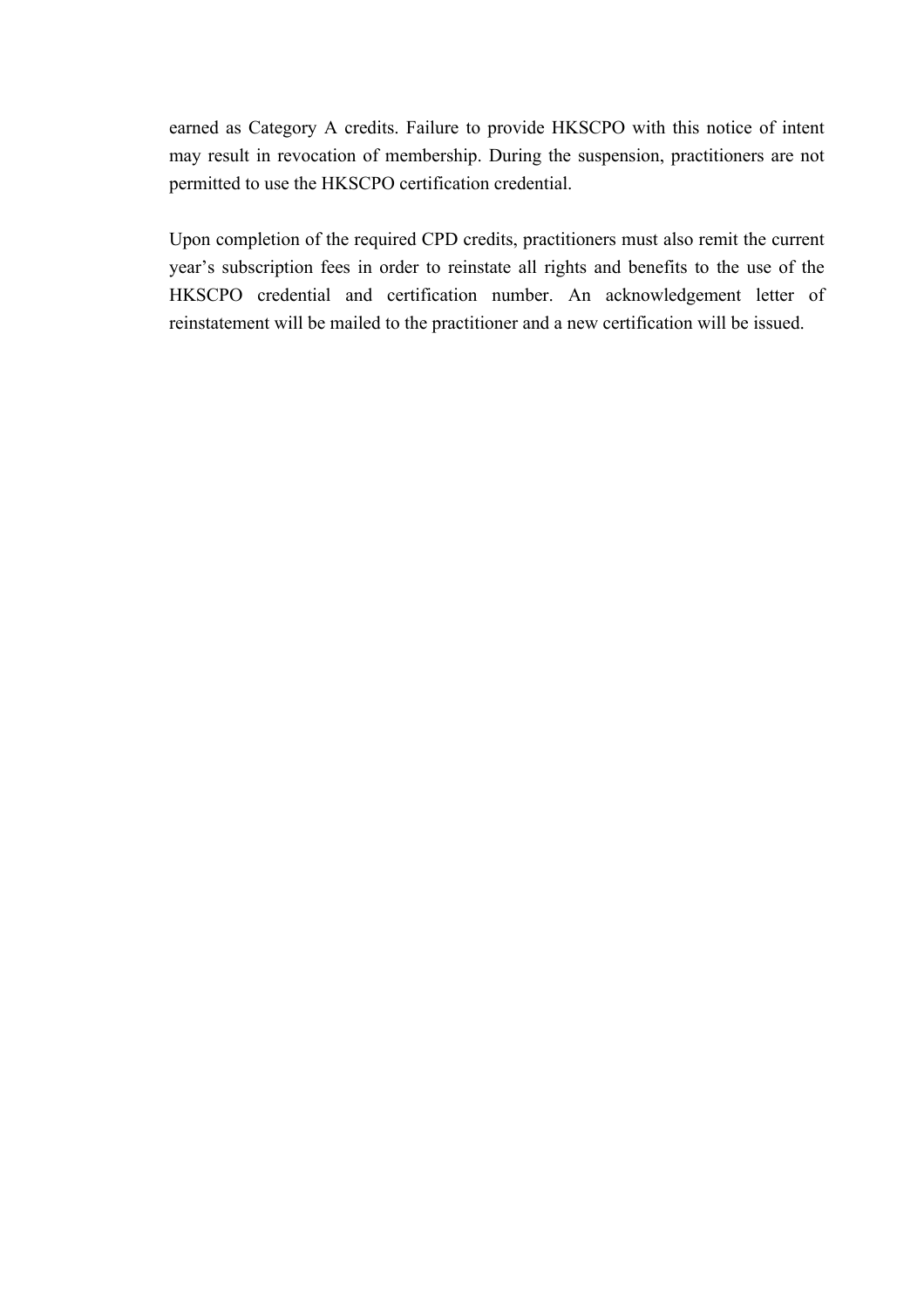earned as Category A credits. Failure to provide HKSCPO with this notice of intent may result in revocation of membership. During the suspension, practitioners are not permitted to use the HKSCPO certification credential.

Upon completion of the required CPD credits, practitioners must also remit the current year's subscription fees in order to reinstate all rights and benefits to the use of the HKSCPO credential and certification number. An acknowledgement letter of reinstatement will be mailed to the practitioner and a new certification will be issued.